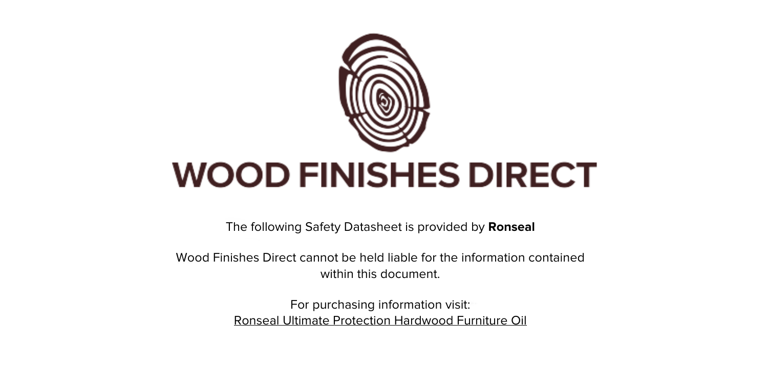# WOOD FINISHES DIRECT

The following Safety Datasheet is provided by **Ronseal**

Wood Finishes Direct cannot be held liable for the information contained within this document.

For purchasing information visit:
Ronseal Ultimate Protection Hardwood Furniture Oil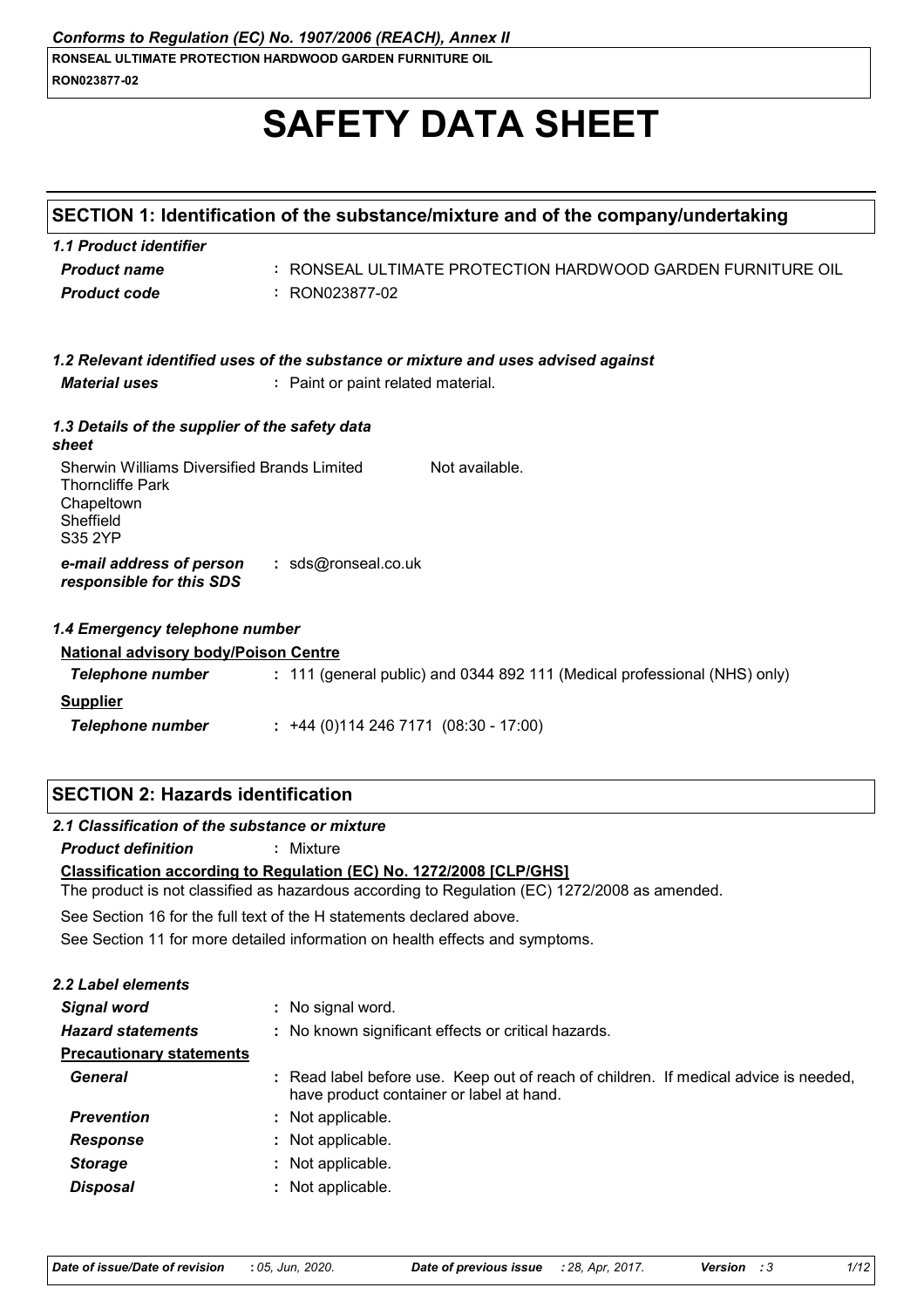# SAFETY DATA SHEET

## SECTION 1: Identification of the substance/mixture and of the company/undertaking

### 1.1 Product identifier

| | |
|---|---|
| ***Product name*** | : RONSEAL ULTIMATE PROTECTION HARDWOOD GARDEN FURNITURE OIL |
| ***Product code*** | : RON023877-02 |

### 1.2 Relevant identified uses of the substance or mixture and uses advised against

| | |
|---|---|
| ***Material uses*** | : Paint or paint related material. |

### 1.3 Details of the supplier of the safety data sheet

Sherwin Williams Diversified Brands Limited
Thorncliffe Park
Chapeltown
Sheffield
S35 2YP

Not available.

| | |
|---|---|
| ***e-mail address of person responsible for this SDS*** | : sds@ronseal.co.uk |

### 1.4 Emergency telephone number

**National advisory body/Poison Centre**

| | |
|---|---|
| ***Telephone number*** | : 111 (general public) and 0344 892 111 (Medical professional (NHS) only) |

**Supplier**

| | |
|---|---|
| ***Telephone number*** | : +44 (0)114 246 7171 (08:30 - 17:00) |

## SECTION 2: Hazards identification

### 2.1 Classification of the substance or mixture

***Product definition*** : Mixture

**Classification according to Regulation (EC) No. 1272/2008 [CLP/GHS]**

The product is not classified as hazardous according to Regulation (EC) 1272/2008 as amended.

See Section 16 for the full text of the H statements declared above.

See Section 11 for more detailed information on health effects and symptoms.

### 2.2 Label elements

| | |
|---|---|
| ***Signal word*** | : No signal word. |
| ***Hazard statements*** | : No known significant effects or critical hazards. |
| **Precautionary statements** | |
| ***General*** | : Read label before use. Keep out of reach of children. If medical advice is needed, have product container or label at hand. |
| ***Prevention*** | : Not applicable. |
| ***Response*** | : Not applicable. |
| ***Storage*** | : Not applicable. |
| ***Disposal*** | : Not applicable. |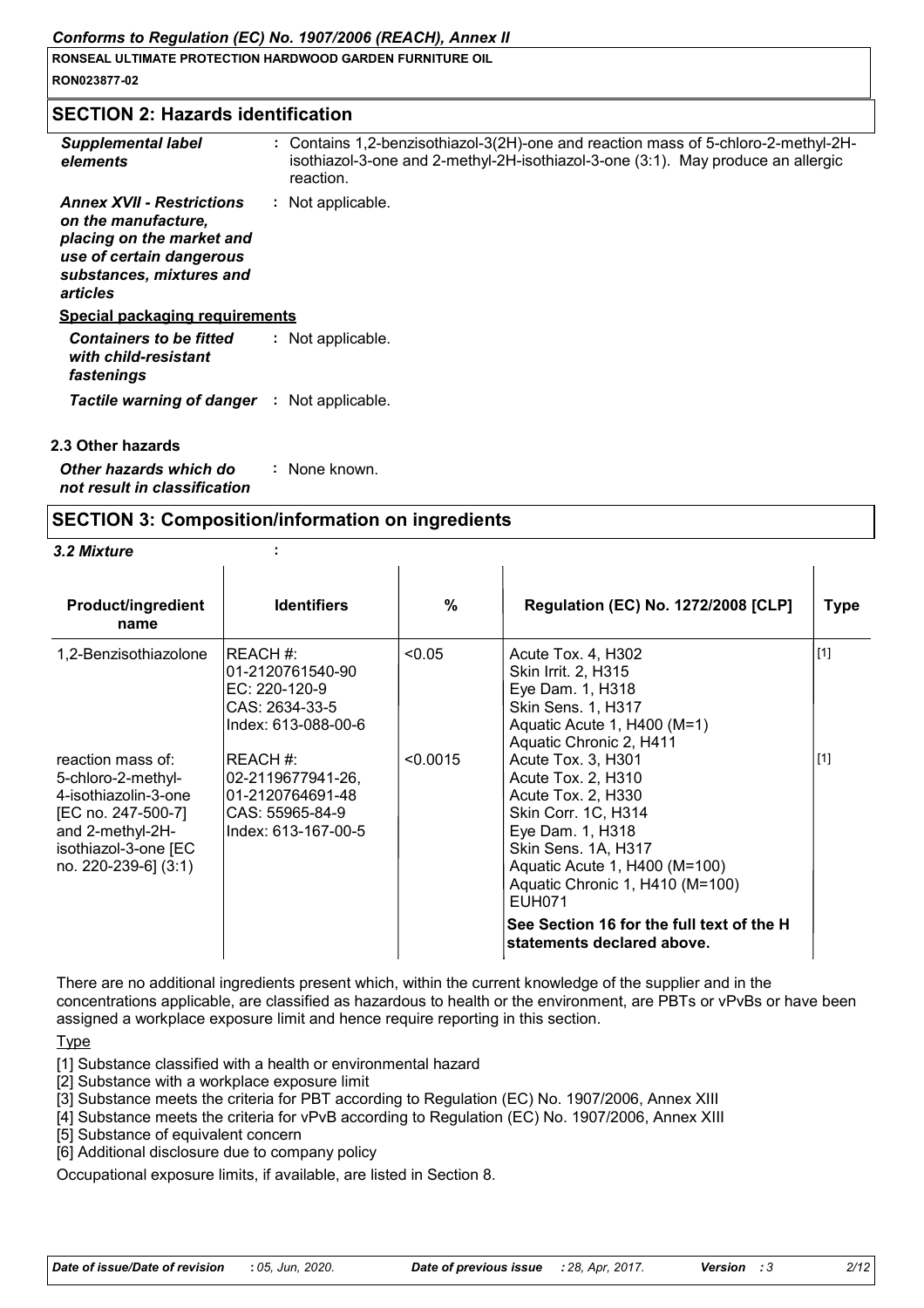## SECTION 2: Hazards identification

*Supplemental label elements* : Contains 1,2-benzisothiazol-3(2H)-one and reaction mass of 5-chloro-2-methyl-2H-isothiazol-3-one and 2-methyl-2H-isothiazol-3-one (3:1). May produce an allergic reaction.

*Annex XVII - Restrictions on the manufacture, placing on the market and use of certain dangerous substances, mixtures and articles* : Not applicable.

**Special packaging requirements**

*Containers to be fitted with child-resistant fastenings* : Not applicable.

*Tactile warning of danger* : Not applicable.

**2.3 Other hazards**

*Other hazards which do not result in classification* : None known.

## SECTION 3: Composition/information on ingredients

*3.2 Mixture* :

| Product/ingredient name | Identifiers | % | Regulation (EC) No. 1272/2008 [CLP] | Type |
|---|---|---|---|---|
| 1,2-Benzisothiazolone | REACH #: 01-2120761540-90<br>EC: 220-120-9<br>CAS: 2634-33-5<br>Index: 613-088-00-6 | <0.05 | Acute Tox. 4, H302<br>Skin Irrit. 2, H315<br>Eye Dam. 1, H318<br>Skin Sens. 1, H317<br>Aquatic Acute 1, H400 (M=1)<br>Aquatic Chronic 2, H411 | [1] |
| reaction mass of: 5-chloro-2-methyl-4-isothiazolin-3-one [EC no. 247-500-7] and 2-methyl-2H-isothiazol-3-one [EC no. 220-239-6] (3:1) | REACH #: 02-2119677941-26, 01-2120764691-48<br>CAS: 55965-84-9<br>Index: 613-167-00-5 | <0.0015 | Acute Tox. 3, H301<br>Acute Tox. 2, H310<br>Acute Tox. 2, H330<br>Skin Corr. 1C, H314<br>Eye Dam. 1, H318<br>Skin Sens. 1A, H317<br>Aquatic Acute 1, H400 (M=100)<br>Aquatic Chronic 1, H410 (M=100)<br>EUH071 | [1] |
| | | | **See Section 16 for the full text of the H statements declared above.** | |

There are no additional ingredients present which, within the current knowledge of the supplier and in the concentrations applicable, are classified as hazardous to health or the environment, are PBTs or vPvBs or have been assigned a workplace exposure limit and hence require reporting in this section.

Type

[1] Substance classified with a health or environmental hazard

[2] Substance with a workplace exposure limit

[3] Substance meets the criteria for PBT according to Regulation (EC) No. 1907/2006, Annex XIII

[4] Substance meets the criteria for vPvB according to Regulation (EC) No. 1907/2006, Annex XIII

[5] Substance of equivalent concern

[6] Additional disclosure due to company policy

Occupational exposure limits, if available, are listed in Section 8.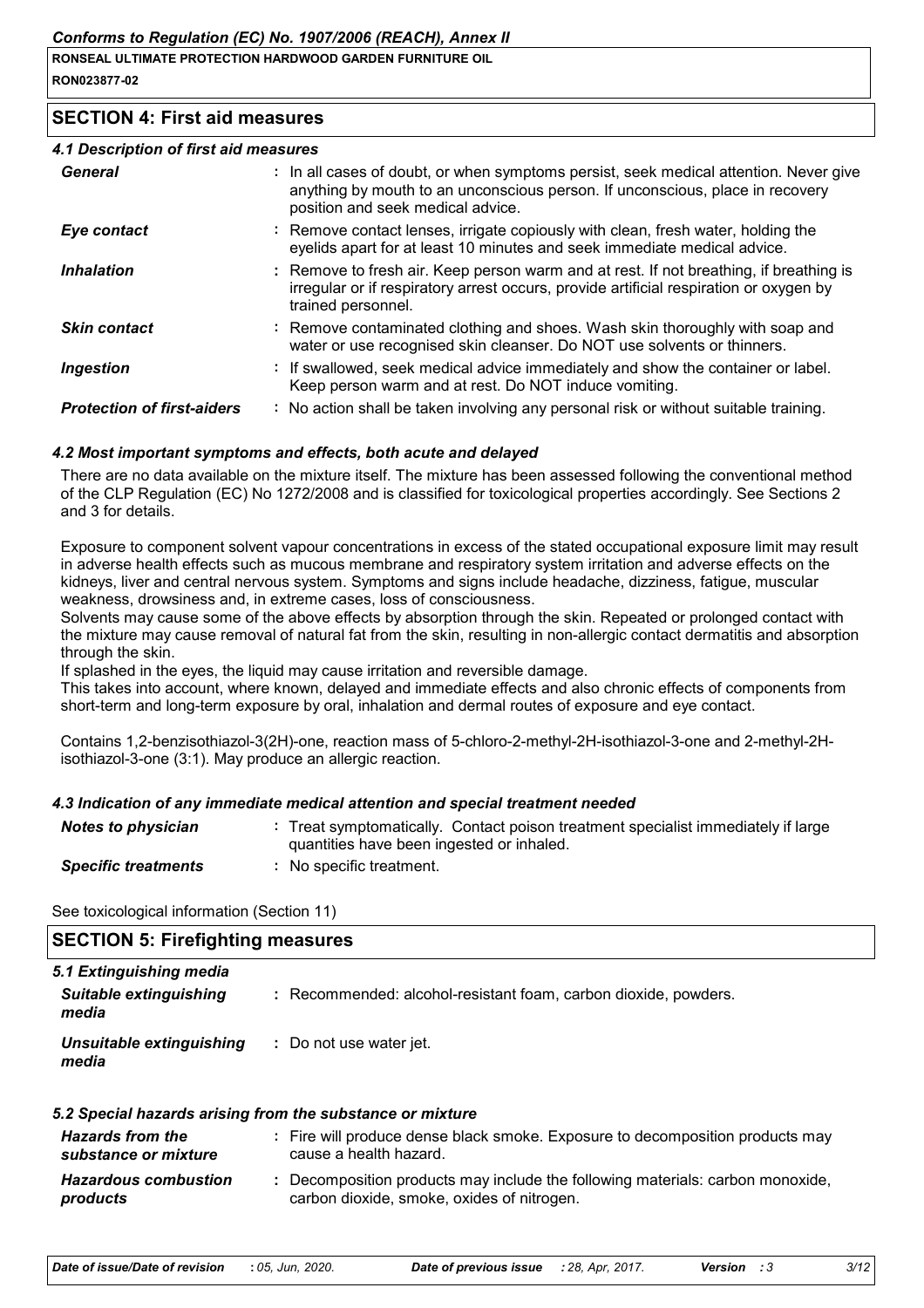## SECTION 4: First aid measures

### 4.1 Description of first aid measures

| | |
|---|---|
| ***General*** | : In all cases of doubt, or when symptoms persist, seek medical attention. Never give anything by mouth to an unconscious person. If unconscious, place in recovery position and seek medical advice. |
| ***Eye contact*** | : Remove contact lenses, irrigate copiously with clean, fresh water, holding the eyelids apart for at least 10 minutes and seek immediate medical advice. |
| ***Inhalation*** | : Remove to fresh air. Keep person warm and at rest. If not breathing, if breathing is irregular or if respiratory arrest occurs, provide artificial respiration or oxygen by trained personnel. |
| ***Skin contact*** | : Remove contaminated clothing and shoes. Wash skin thoroughly with soap and water or use recognised skin cleanser. Do NOT use solvents or thinners. |
| ***Ingestion*** | : If swallowed, seek medical advice immediately and show the container or label. Keep person warm and at rest. Do NOT induce vomiting. |
| ***Protection of first-aiders*** | : No action shall be taken involving any personal risk or without suitable training. |

### 4.2 Most important symptoms and effects, both acute and delayed

There are no data available on the mixture itself. The mixture has been assessed following the conventional method of the CLP Regulation (EC) No 1272/2008 and is classified for toxicological properties accordingly. See Sections 2 and 3 for details.

Exposure to component solvent vapour concentrations in excess of the stated occupational exposure limit may result in adverse health effects such as mucous membrane and respiratory system irritation and adverse effects on the kidneys, liver and central nervous system. Symptoms and signs include headache, dizziness, fatigue, muscular weakness, drowsiness and, in extreme cases, loss of consciousness.
Solvents may cause some of the above effects by absorption through the skin. Repeated or prolonged contact with the mixture may cause removal of natural fat from the skin, resulting in non-allergic contact dermatitis and absorption through the skin.
If splashed in the eyes, the liquid may cause irritation and reversible damage.
This takes into account, where known, delayed and immediate effects and also chronic effects of components from short-term and long-term exposure by oral, inhalation and dermal routes of exposure and eye contact.

Contains 1,2-benzisothiazol-3(2H)-one, reaction mass of 5-chloro-2-methyl-2H-isothiazol-3-one and 2-methyl-2H-isothiazol-3-one (3:1). May produce an allergic reaction.

### 4.3 Indication of any immediate medical attention and special treatment needed

| | |
|---|---|
| ***Notes to physician*** | : Treat symptomatically. Contact poison treatment specialist immediately if large quantities have been ingested or inhaled. |
| ***Specific treatments*** | : No specific treatment. |

See toxicological information (Section 11)

## SECTION 5: Firefighting measures

### 5.1 Extinguishing media

| | |
|---|---|
| ***Suitable extinguishing media*** | : Recommended: alcohol-resistant foam, carbon dioxide, powders. |
| ***Unsuitable extinguishing media*** | : Do not use water jet. |

### 5.2 Special hazards arising from the substance or mixture

| | |
|---|---|
| ***Hazards from the substance or mixture*** | : Fire will produce dense black smoke. Exposure to decomposition products may cause a health hazard. |
| ***Hazardous combustion products*** | : Decomposition products may include the following materials: carbon monoxide, carbon dioxide, smoke, oxides of nitrogen. |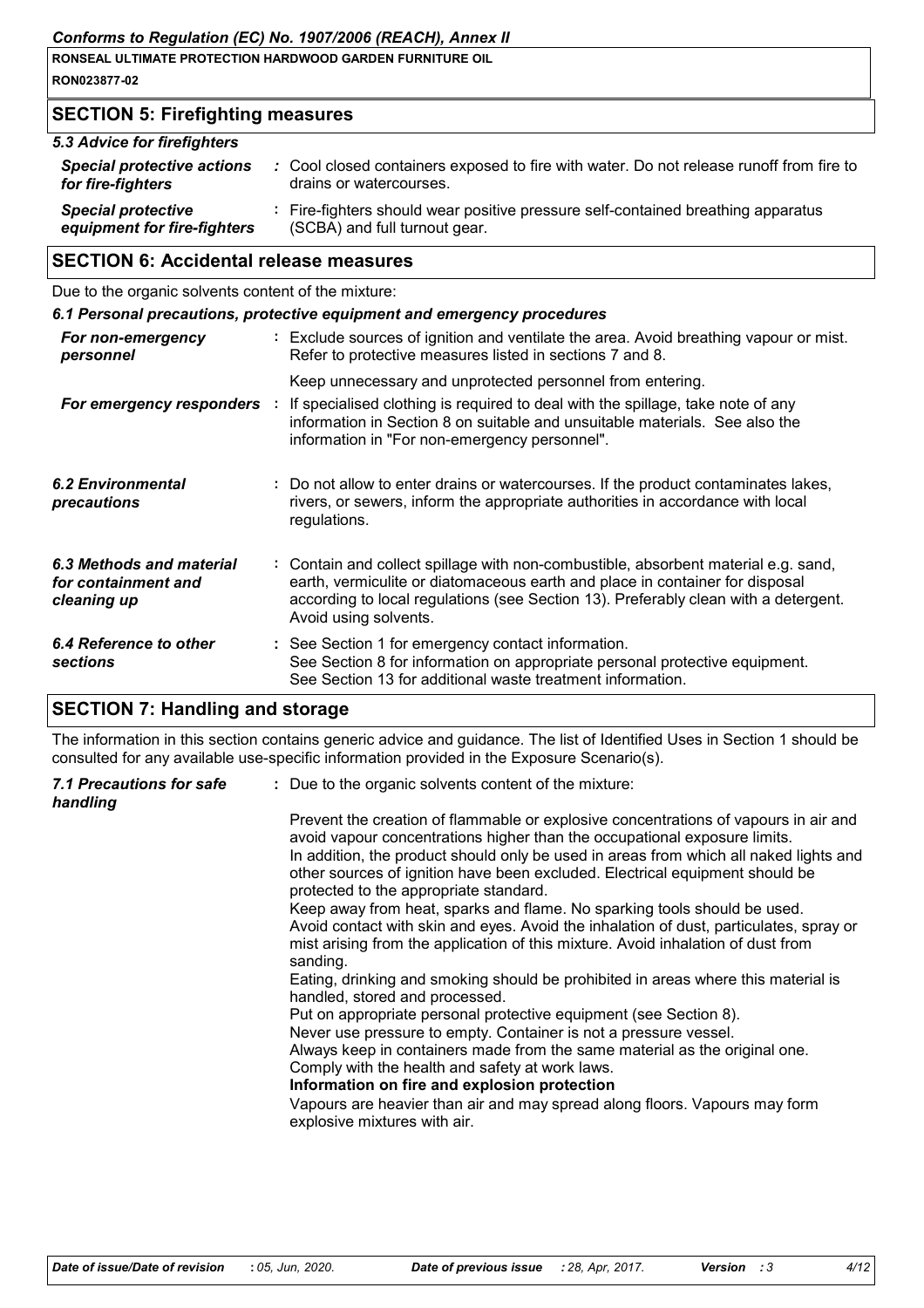## SECTION 5: Firefighting measures

### 5.3 Advice for firefighters

| | |
|---|---|
| ***Special protective actions for fire-fighters*** | Cool closed containers exposed to fire with water. Do not release runoff from fire to drains or watercourses. |
| ***Special protective equipment for fire-fighters*** | Fire-fighters should wear positive pressure self-contained breathing apparatus (SCBA) and full turnout gear. |

## SECTION 6: Accidental release measures

Due to the organic solvents content of the mixture:

### 6.1 Personal precautions, protective equipment and emergency procedures

| | |
|---|---|
| ***For non-emergency personnel*** | Exclude sources of ignition and ventilate the area. Avoid breathing vapour or mist. Refer to protective measures listed in sections 7 and 8. Keep unnecessary and unprotected personnel from entering. |
| ***For emergency responders*** | If specialised clothing is required to deal with the spillage, take note of any information in Section 8 on suitable and unsuitable materials. See also the information in "For non-emergency personnel". |
| ***6.2 Environmental precautions*** | Do not allow to enter drains or watercourses. If the product contaminates lakes, rivers, or sewers, inform the appropriate authorities in accordance with local regulations. |
| ***6.3 Methods and material for containment and cleaning up*** | Contain and collect spillage with non-combustible, absorbent material e.g. sand, earth, vermiculite or diatomaceous earth and place in container for disposal according to local regulations (see Section 13). Preferably clean with a detergent. Avoid using solvents. |
| ***6.4 Reference to other sections*** | See Section 1 for emergency contact information.<br>See Section 8 for information on appropriate personal protective equipment.<br>See Section 13 for additional waste treatment information. |

## SECTION 7: Handling and storage

The information in this section contains generic advice and guidance. The list of Identified Uses in Section 1 should be consulted for any available use-specific information provided in the Exposure Scenario(s).

***7.1 Precautions for safe handling*** : Due to the organic solvents content of the mixture:

Prevent the creation of flammable or explosive concentrations of vapours in air and avoid vapour concentrations higher than the occupational exposure limits.
In addition, the product should only be used in areas from which all naked lights and other sources of ignition have been excluded. Electrical equipment should be protected to the appropriate standard.
Keep away from heat, sparks and flame. No sparking tools should be used.
Avoid contact with skin and eyes. Avoid the inhalation of dust, particulates, spray or mist arising from the application of this mixture. Avoid inhalation of dust from sanding.
Eating, drinking and smoking should be prohibited in areas where this material is handled, stored and processed.
Put on appropriate personal protective equipment (see Section 8).
Never use pressure to empty. Container is not a pressure vessel.
Always keep in containers made from the same material as the original one.
Comply with the health and safety at work laws.

**Information on fire and explosion protection**

Vapours are heavier than air and may spread along floors. Vapours may form explosive mixtures with air.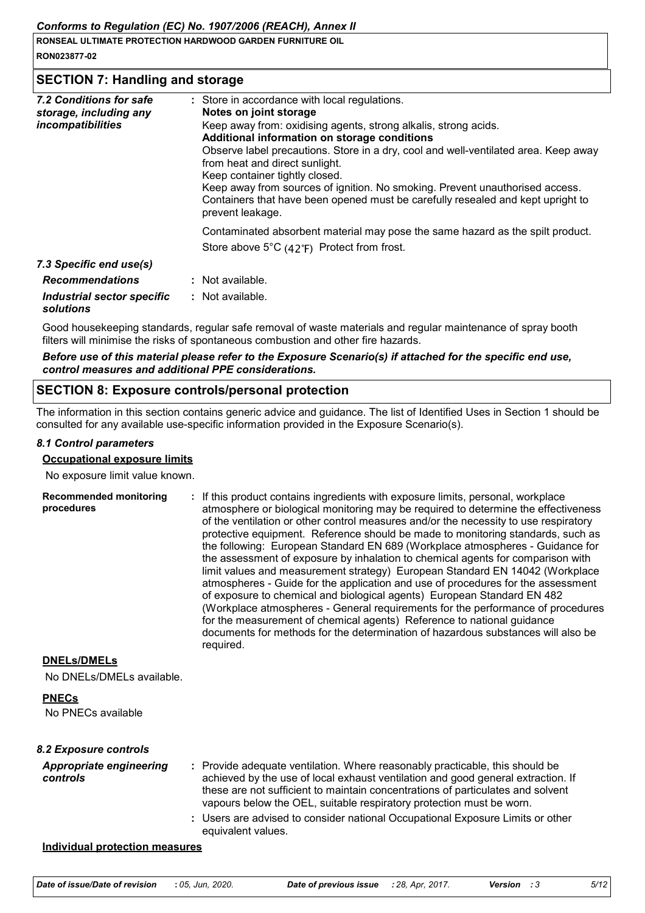## SECTION 7: Handling and storage

| | |
|---|---|
| *7.2 Conditions for safe storage, including any incompatibilities* | : Store in accordance with local regulations.<br>**Notes on joint storage**<br>Keep away from: oxidising agents, strong alkalis, strong acids.<br>**Additional information on storage conditions**<br>Observe label precautions. Store in a dry, cool and well-ventilated area. Keep away from heat and direct sunlight.<br>Keep container tightly closed.<br>Keep away from sources of ignition. No smoking. Prevent unauthorised access.<br>Containers that have been opened must be carefully resealed and kept upright to prevent leakage.<br><br>Contaminated absorbent material may pose the same hazard as the spilt product.<br>Store above 5°C (42°F) Protect from frost. |

*7.3 Specific end use(s)*

| | |
|---|---|
| ***Recommendations*** | : Not available. |
| ***Industrial sector specific solutions*** | : Not available. |

Good housekeeping standards, regular safe removal of waste materials and regular maintenance of spray booth filters will minimise the risks of spontaneous combustion and other fire hazards.

***Before use of this material please refer to the Exposure Scenario(s) if attached for the specific end use, control measures and additional PPE considerations.***

## SECTION 8: Exposure controls/personal protection

The information in this section contains generic advice and guidance. The list of Identified Uses in Section 1 should be consulted for any available use-specific information provided in the Exposure Scenario(s).

***8.1 Control parameters***

**Occupational exposure limits**

No exposure limit value known.

| | |
|---|---|
| **Recommended monitoring procedures** | : If this product contains ingredients with exposure limits, personal, workplace atmosphere or biological monitoring may be required to determine the effectiveness of the ventilation or other control measures and/or the necessity to use respiratory protective equipment. Reference should be made to monitoring standards, such as the following: European Standard EN 689 (Workplace atmospheres - Guidance for the assessment of exposure by inhalation to chemical agents for comparison with limit values and measurement strategy) European Standard EN 14042 (Workplace atmospheres - Guide for the application and use of procedures for the assessment of exposure to chemical and biological agents) European Standard EN 482 (Workplace atmospheres - General requirements for the performance of procedures for the measurement of chemical agents) Reference to national guidance documents for methods for the determination of hazardous substances will also be required. |

**DNELs/DMELs**

No DNELs/DMELs available.

**PNECs**

No PNECs available

***8.2 Exposure controls***

| | |
|---|---|
| ***Appropriate engineering controls*** | : Provide adequate ventilation. Where reasonably practicable, this should be achieved by the use of local exhaust ventilation and good general extraction. If these are not sufficient to maintain concentrations of particulates and solvent vapours below the OEL, suitable respiratory protection must be worn.<br>: Users are advised to consider national Occupational Exposure Limits or other equivalent values. |

**Individual protection measures**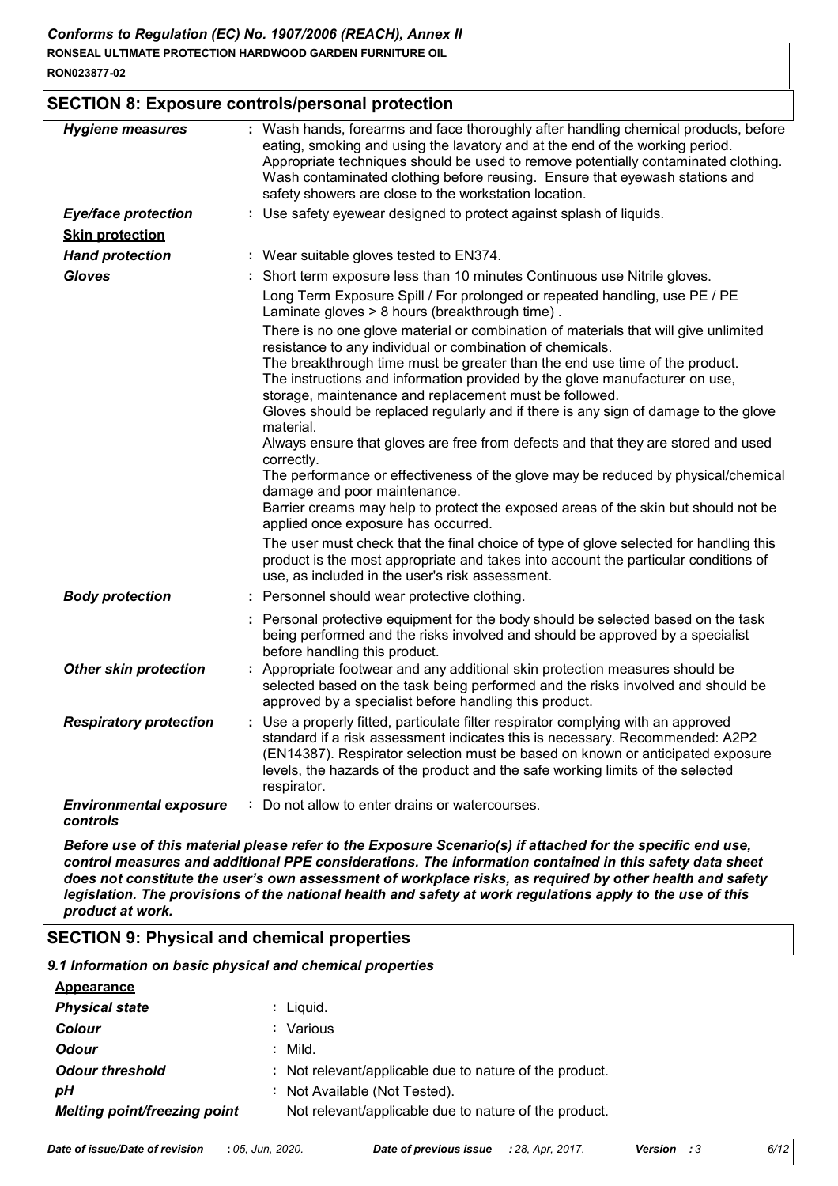## SECTION 8: Exposure controls/personal protection

| | |
|---|---|
| ***Hygiene measures*** | : Wash hands, forearms and face thoroughly after handling chemical products, before eating, smoking and using the lavatory and at the end of the working period. Appropriate techniques should be used to remove potentially contaminated clothing. Wash contaminated clothing before reusing. Ensure that eyewash stations and safety showers are close to the workstation location. |
| ***Eye/face protection*** | : Use safety eyewear designed to protect against splash of liquids. |
| **Skin protection** | |
| ***Hand protection*** | : Wear suitable gloves tested to EN374. |
| ***Gloves*** | : Short term exposure less than 10 minutes Continuous use Nitrile gloves. Long Term Exposure Spill / For prolonged or repeated handling, use PE / PE Laminate gloves > 8 hours (breakthrough time) . There is no one glove material or combination of materials that will give unlimited resistance to any individual or combination of chemicals. The breakthrough time must be greater than the end use time of the product. The instructions and information provided by the glove manufacturer on use, storage, maintenance and replacement must be followed. Gloves should be replaced regularly and if there is any sign of damage to the glove material. Always ensure that gloves are free from defects and that they are stored and used correctly. The performance or effectiveness of the glove may be reduced by physical/chemical damage and poor maintenance. Barrier creams may help to protect the exposed areas of the skin but should not be applied once exposure has occurred. The user must check that the final choice of type of glove selected for handling this product is the most appropriate and takes into account the particular conditions of use, as included in the user's risk assessment. |
| ***Body protection*** | : Personnel should wear protective clothing. |
| | : Personal protective equipment for the body should be selected based on the task being performed and the risks involved and should be approved by a specialist before handling this product. |
| ***Other skin protection*** | : Appropriate footwear and any additional skin protection measures should be selected based on the task being performed and the risks involved and should be approved by a specialist before handling this product. |
| ***Respiratory protection*** | : Use a properly fitted, particulate filter respirator complying with an approved standard if a risk assessment indicates this is necessary. Recommended: A2P2 (EN14387). Respirator selection must be based on known or anticipated exposure levels, the hazards of the product and the safe working limits of the selected respirator. |
| ***Environmental exposure controls*** | : Do not allow to enter drains or watercourses. |

***Before use of this material please refer to the Exposure Scenario(s) if attached for the specific end use, control measures and additional PPE considerations. The information contained in this safety data sheet does not constitute the user's own assessment of workplace risks, as required by other health and safety legislation. The provisions of the national health and safety at work regulations apply to the use of this product at work.***

## SECTION 9: Physical and chemical properties

### *9.1 Information on basic physical and chemical properties*

**Appearance**

| | |
|---|---|
| ***Physical state*** | : Liquid. |
| ***Colour*** | : Various |
| ***Odour*** | : Mild. |
| ***Odour threshold*** | : Not relevant/applicable due to nature of the product. |
| ***pH*** | : Not Available (Not Tested). |
| ***Melting point/freezing point*** | Not relevant/applicable due to nature of the product. |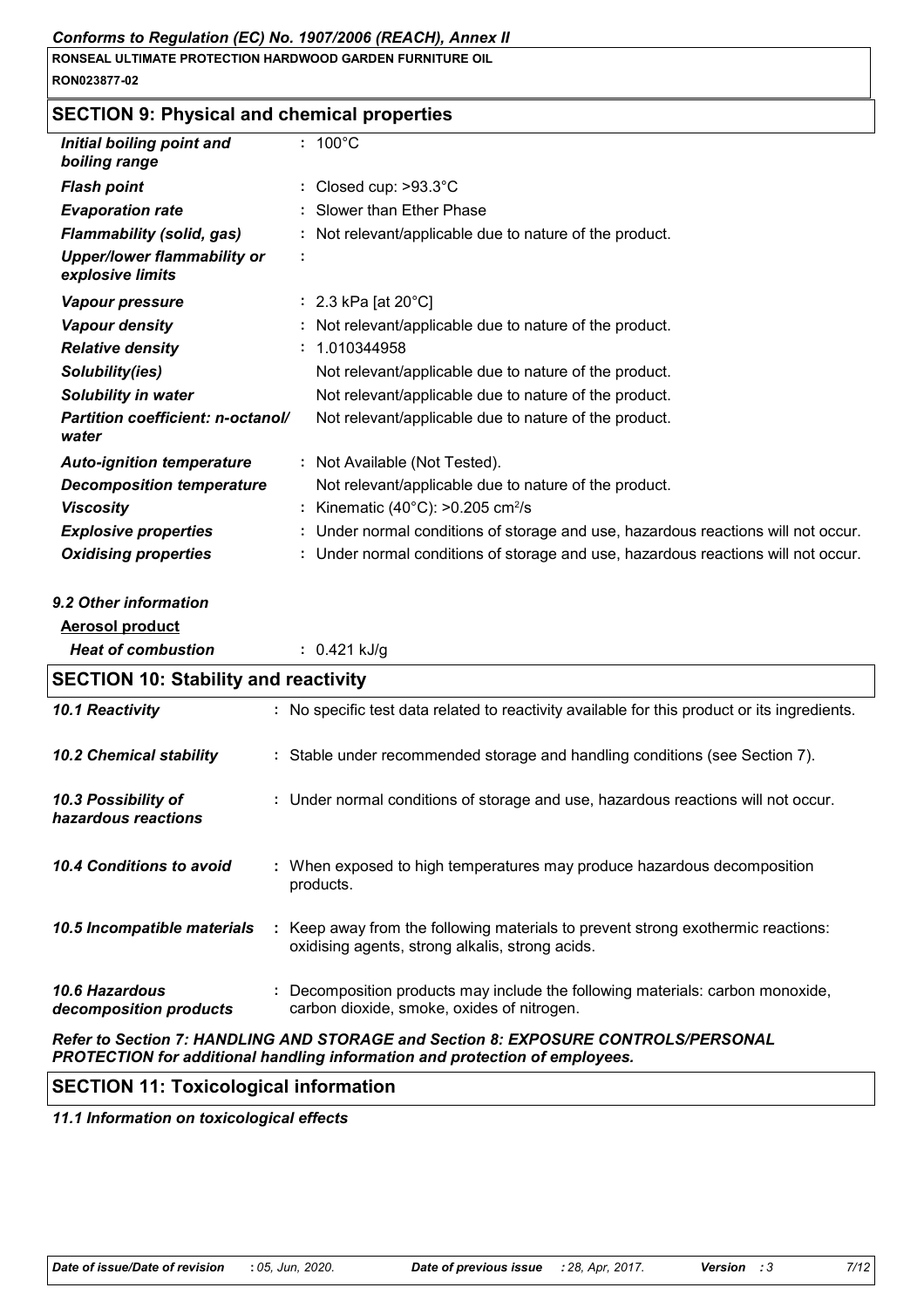## SECTION 9: Physical and chemical properties

| | |
|---|---|
| ***Initial boiling point and boiling range*** | : 100°C |
| ***Flash point*** | : Closed cup: >93.3°C |
| ***Evaporation rate*** | : Slower than Ether Phase |
| ***Flammability (solid, gas)*** | : Not relevant/applicable due to nature of the product. |
| ***Upper/lower flammability or explosive limits*** | : |
| ***Vapour pressure*** | : 2.3 kPa [at 20°C] |
| ***Vapour density*** | : Not relevant/applicable due to nature of the product. |
| ***Relative density*** | : 1.010344958 |
| ***Solubility(ies)*** | Not relevant/applicable due to nature of the product. |
| ***Solubility in water*** | Not relevant/applicable due to nature of the product. |
| ***Partition coefficient: n-octanol/ water*** | Not relevant/applicable due to nature of the product. |
| ***Auto-ignition temperature*** | : Not Available (Not Tested). |
| ***Decomposition temperature*** | Not relevant/applicable due to nature of the product. |
| ***Viscosity*** | : Kinematic (40°C): >0.205 $cm^2/s$ |
| ***Explosive properties*** | : Under normal conditions of storage and use, hazardous reactions will not occur. |
| ***Oxidising properties*** | : Under normal conditions of storage and use, hazardous reactions will not occur. |

### *9.2 Other information*

**Aerosol product**

| | |
|---|---|
| ***Heat of combustion*** | : 0.421 kJ/g |

## SECTION 10: Stability and reactivity

| | |
|---|---|
| ***10.1 Reactivity*** | : No specific test data related to reactivity available for this product or its ingredients. |
| ***10.2 Chemical stability*** | : Stable under recommended storage and handling conditions (see Section 7). |
| ***10.3 Possibility of hazardous reactions*** | : Under normal conditions of storage and use, hazardous reactions will not occur. |
| ***10.4 Conditions to avoid*** | : When exposed to high temperatures may produce hazardous decomposition products. |
| ***10.5 Incompatible materials*** | : Keep away from the following materials to prevent strong exothermic reactions: oxidising agents, strong alkalis, strong acids. |
| ***10.6 Hazardous decomposition products*** | : Decomposition products may include the following materials: carbon monoxide, carbon dioxide, smoke, oxides of nitrogen. |

***Refer to Section 7: HANDLING AND STORAGE and Section 8: EXPOSURE CONTROLS/PERSONAL PROTECTION for additional handling information and protection of employees.***

## SECTION 11: Toxicological information

### *11.1 Information on toxicological effects*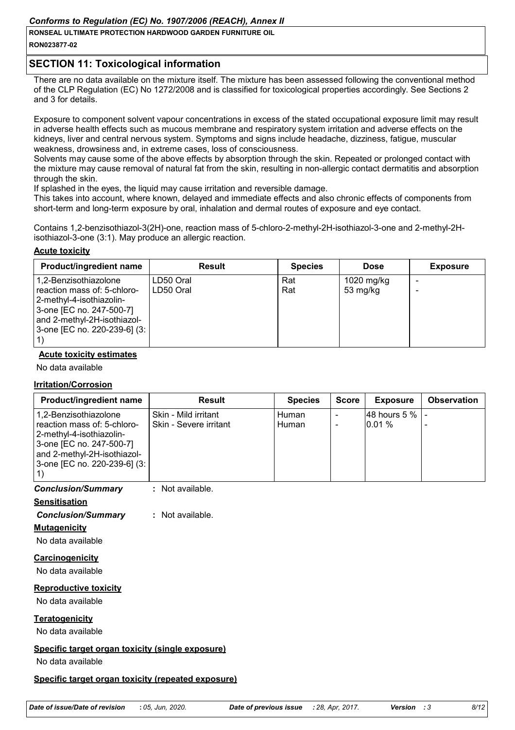## SECTION 11: Toxicological information

There are no data available on the mixture itself. The mixture has been assessed following the conventional method of the CLP Regulation (EC) No 1272/2008 and is classified for toxicological properties accordingly. See Sections 2 and 3 for details.

Exposure to component solvent vapour concentrations in excess of the stated occupational exposure limit may result in adverse health effects such as mucous membrane and respiratory system irritation and adverse effects on the kidneys, liver and central nervous system. Symptoms and signs include headache, dizziness, fatigue, muscular weakness, drowsiness and, in extreme cases, loss of consciousness.
Solvents may cause some of the above effects by absorption through the skin. Repeated or prolonged contact with the mixture may cause removal of natural fat from the skin, resulting in non-allergic contact dermatitis and absorption through the skin.
If splashed in the eyes, the liquid may cause irritation and reversible damage.
This takes into account, where known, delayed and immediate effects and also chronic effects of components from short-term and long-term exposure by oral, inhalation and dermal routes of exposure and eye contact.

Contains 1,2-benzisothiazol-3(2H)-one, reaction mass of 5-chloro-2-methyl-2H-isothiazol-3-one and 2-methyl-2H-isothiazol-3-one (3:1). May produce an allergic reaction.

**Acute toxicity**

| Product/ingredient name | Result | Species | Dose | Exposure |
|---|---|---|---|---|
| 1,2-Benzisothiazolone | LD50 Oral | Rat | 1020 mg/kg | - |
| reaction mass of: 5-chloro-2-methyl-4-isothiazolin-3-one [EC no. 247-500-7] and 2-methyl-2H-isothiazol-3-one [EC no. 220-239-6] (3:1) | LD50 Oral | Rat | 53 mg/kg | - |

**Acute toxicity estimates**

No data available

**Irritation/Corrosion**

| Product/ingredient name | Result | Species | Score | Exposure | Observation |
|---|---|---|---|---|---|
| 1,2-Benzisothiazolone | Skin - Mild irritant | Human | - | 48 hours 5 % | - |
| reaction mass of: 5-chloro-2-methyl-4-isothiazolin-3-one [EC no. 247-500-7] and 2-methyl-2H-isothiazol-3-one [EC no. 220-239-6] (3:1) | Skin - Severe irritant | Human | - | 0.01 % | - |

***Conclusion/Summary*** : Not available.

**Sensitisation**

***Conclusion/Summary*** : Not available.

**Mutagenicity**

No data available

**Carcinogenicity**

No data available

**Reproductive toxicity**

No data available

**Teratogenicity**

No data available

**Specific target organ toxicity (single exposure)**

No data available

**Specific target organ toxicity (repeated exposure)**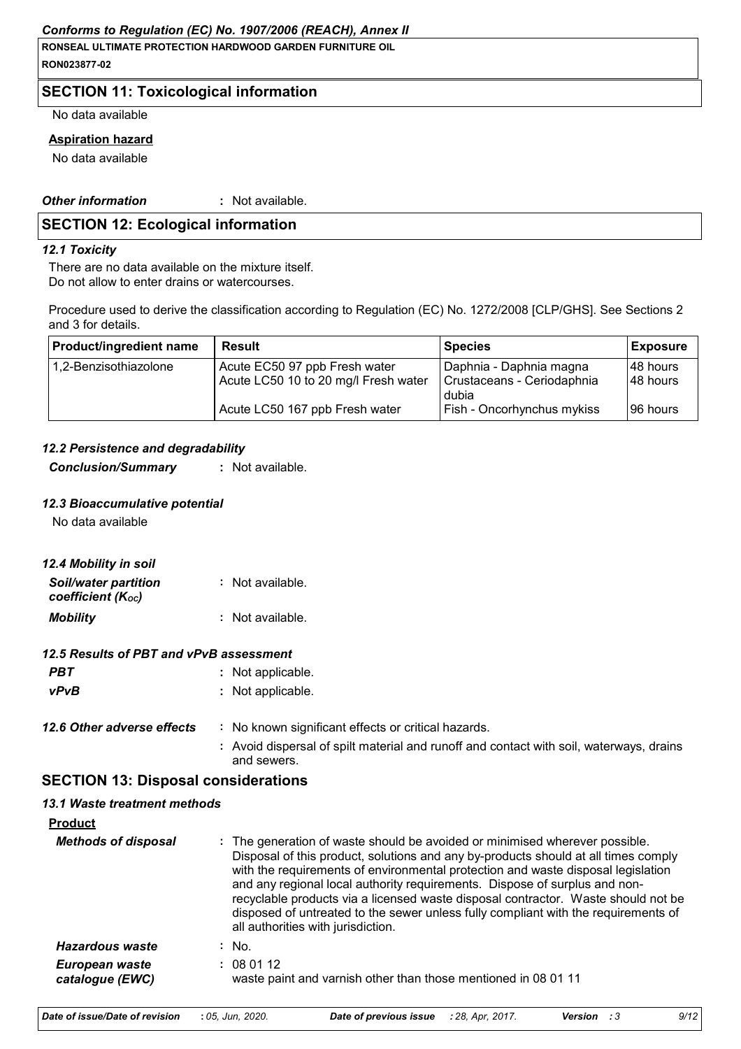## SECTION 11: Toxicological information

No data available

**Aspiration hazard**

No data available

***Other information*** : Not available.

## SECTION 12: Ecological information

### *12.1 Toxicity*

There are no data available on the mixture itself.
Do not allow to enter drains or watercourses.

Procedure used to derive the classification according to Regulation (EC) No. 1272/2008 [CLP/GHS]. See Sections 2 and 3 for details.

| Product/ingredient name | Result | Species | Exposure |
|---|---|---|---|
| 1,2-Benzisothiazolone | Acute EC50 97 ppb Fresh water | Daphnia - Daphnia magna | 48 hours |
| | Acute LC50 10 to 20 mg/l Fresh water | Crustaceans - Ceriodaphnia dubia | 48 hours |
| | Acute LC50 167 ppb Fresh water | Fish - Oncorhynchus mykiss | 96 hours |

### *12.2 Persistence and degradability*

***Conclusion/Summary*** : Not available.

### *12.3 Bioaccumulative potential*

No data available

### *12.4 Mobility in soil*

***Soil/water partition coefficient ($K_{OC}$)*** : Not available.

***Mobility*** : Not available.

### *12.5 Results of PBT and vPvB assessment*

***PBT*** : Not applicable.

***vPvB*** : Not applicable.

***12.6 Other adverse effects*** : No known significant effects or critical hazards.

: Avoid dispersal of spilt material and runoff and contact with soil, waterways, drains and sewers.

## SECTION 13: Disposal considerations

### *13.1 Waste treatment methods*

**Product**

***Methods of disposal*** : The generation of waste should be avoided or minimised wherever possible. Disposal of this product, solutions and any by-products should at all times comply with the requirements of environmental protection and waste disposal legislation and any regional local authority requirements. Dispose of surplus and non-recyclable products via a licensed waste disposal contractor. Waste should not be disposed of untreated to the sewer unless fully compliant with the requirements of all authorities with jurisdiction.

***Hazardous waste*** : No.

***European waste catalogue (EWC)*** : 08 01 12
waste paint and varnish other than those mentioned in 08 01 11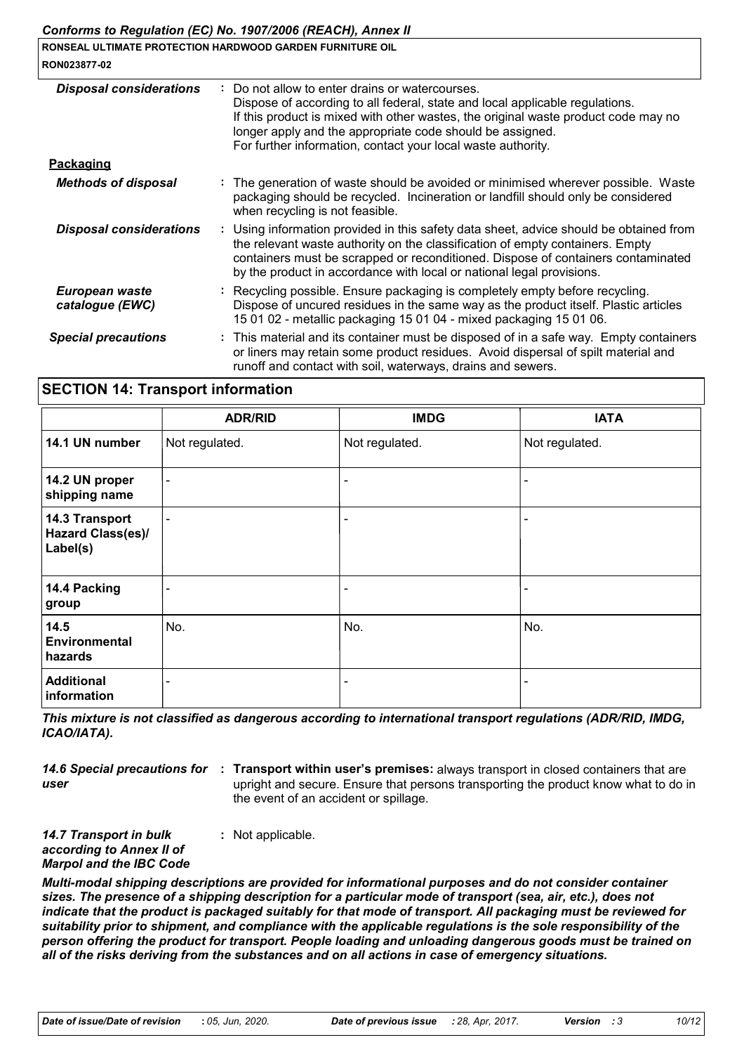| | |
|---|---|
| ***Disposal considerations*** | **:** Do not allow to enter drains or watercourses. Dispose of according to all federal, state and local applicable regulations. If this product is mixed with other wastes, the original waste product code may no longer apply and the appropriate code should be assigned. For further information, contact your local waste authority. |

**Packaging**

| | |
|---|---|
| ***Methods of disposal*** | **:** The generation of waste should be avoided or minimised wherever possible. Waste packaging should be recycled. Incineration or landfill should only be considered when recycling is not feasible. |
| ***Disposal considerations*** | **:** Using information provided in this safety data sheet, advice should be obtained from the relevant waste authority on the classification of empty containers. Empty containers must be scrapped or reconditioned. Dispose of containers contaminated by the product in accordance with local or national legal provisions. |
| ***European waste catalogue (EWC)*** | **:** Recycling possible. Ensure packaging is completely empty before recycling. Dispose of uncured residues in the same way as the product itself. Plastic articles 15 01 02 - metallic packaging 15 01 04 - mixed packaging 15 01 06. |
| ***Special precautions*** | **:** This material and its container must be disposed of in a safe way. Empty containers or liners may retain some product residues. Avoid dispersal of spilt material and runoff and contact with soil, waterways, drains and sewers. |

## SECTION 14: Transport information

| | ADR/RID | IMDG | IATA |
|---|---|---|---|
| **14.1 UN number** | Not regulated. | Not regulated. | Not regulated. |
| **14.2 UN proper shipping name** | - | - | - |
| **14.3 Transport Hazard Class(es)/ Label(s)** | - | - | - |
| **14.4 Packing group** | - | - | - |
| **14.5 Environmental hazards** | No. | No. | No. |
| **Additional information** | - | - | - |

***This mixture is not classified as dangerous according to international transport regulations (ADR/RID, IMDG, ICAO/IATA).***

| | |
|---|---|
| ***14.6 Special precautions for user*** | **:** **Transport within user's premises:** always transport in closed containers that are upright and secure. Ensure that persons transporting the product know what to do in the event of an accident or spillage. |
| ***14.7 Transport in bulk according to Annex II of Marpol and the IBC Code*** | **:** Not applicable. |

***Multi-modal shipping descriptions are provided for informational purposes and do not consider container sizes. The presence of a shipping description for a particular mode of transport (sea, air, etc.), does not indicate that the product is packaged suitably for that mode of transport. All packaging must be reviewed for suitability prior to shipment, and compliance with the applicable regulations is the sole responsibility of the person offering the product for transport. People loading and unloading dangerous goods must be trained on all of the risks deriving from the substances and on all actions in case of emergency situations.***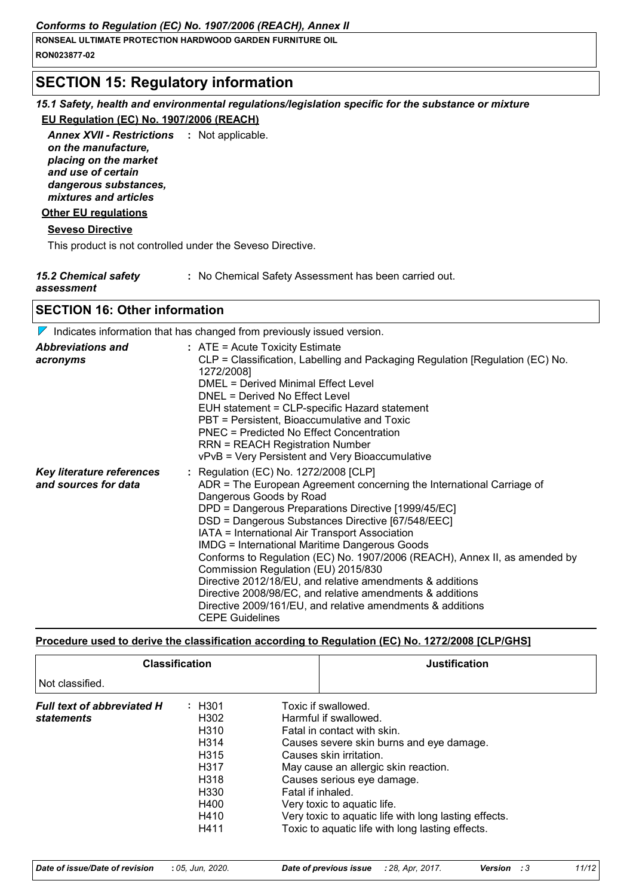## SECTION 15: Regulatory information

### 15.1 Safety, health and environmental regulations/legislation specific for the substance or mixture

**EU Regulation (EC) No. 1907/2006 (REACH)**

***Annex XVII - Restrictions on the manufacture, placing on the market and use of certain dangerous substances, mixtures and articles*** : Not applicable.

**Other EU regulations**

**Seveso Directive**

This product is not controlled under the Seveso Directive.

***15.2 Chemical safety assessment*** : No Chemical Safety Assessment has been carried out.

## SECTION 16: Other information

Indicates information that has changed from previously issued version.

***Abbreviations and acronyms*** :
- ATE = Acute Toxicity Estimate
- CLP = Classification, Labelling and Packaging Regulation [Regulation (EC) No. 1272/2008]
- DMEL = Derived Minimal Effect Level
- DNEL = Derived No Effect Level
- EUH statement = CLP-specific Hazard statement
- PBT = Persistent, Bioaccumulative and Toxic
- PNEC = Predicted No Effect Concentration
- RRN = REACH Registration Number
- vPvB = Very Persistent and Very Bioaccumulative

***Key literature references and sources for data*** :
- Regulation (EC) No. 1272/2008 [CLP]
- ADR = The European Agreement concerning the International Carriage of Dangerous Goods by Road
- DPD = Dangerous Preparations Directive [1999/45/EC]
- DSD = Dangerous Substances Directive [67/548/EEC]
- IATA = International Air Transport Association
- IMDG = International Maritime Dangerous Goods
- Conforms to Regulation (EC) No. 1907/2006 (REACH), Annex II, as amended by Commission Regulation (EU) 2015/830
- Directive 2012/18/EU, and relative amendments & additions
- Directive 2008/98/EC, and relative amendments & additions
- Directive 2009/161/EU, and relative amendments & additions
- CEPE Guidelines

**Procedure used to derive the classification according to Regulation (EC) No. 1272/2008 [CLP/GHS]**

| Classification | Justification |
| --- | --- |
| Not classified. | |

***Full text of abbreviated H statements*** :

| | |
| --- | --- |
| H301 | Toxic if swallowed. |
| H302 | Harmful if swallowed. |
| H310 | Fatal in contact with skin. |
| H314 | Causes severe skin burns and eye damage. |
| H315 | Causes skin irritation. |
| H317 | May cause an allergic skin reaction. |
| H318 | Causes serious eye damage. |
| H330 | Fatal if inhaled. |
| H400 | Very toxic to aquatic life. |
| H410 | Very toxic to aquatic life with long lasting effects. |
| H411 | Toxic to aquatic life with long lasting effects. |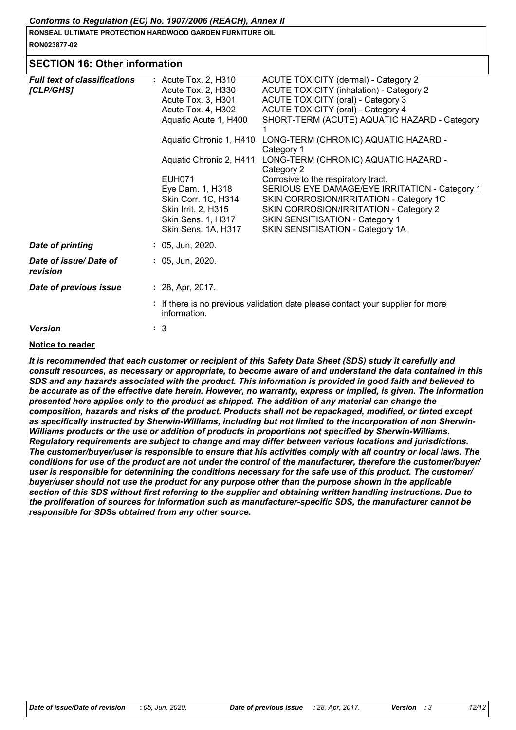## SECTION 16: Other information

| | | |
|---|---|---|
| ***Full text of classifications [CLP/GHS]*** | : Acute Tox. 2, H310 | ACUTE TOXICITY (dermal) - Category 2 |
| | Acute Tox. 2, H330 | ACUTE TOXICITY (inhalation) - Category 2 |
| | Acute Tox. 3, H301 | ACUTE TOXICITY (oral) - Category 3 |
| | Acute Tox. 4, H302 | ACUTE TOXICITY (oral) - Category 4 |
| | Aquatic Acute 1, H400 | SHORT-TERM (ACUTE) AQUATIC HAZARD - Category 1 |
| | Aquatic Chronic 1, H410 | LONG-TERM (CHRONIC) AQUATIC HAZARD - Category 1 |
| | Aquatic Chronic 2, H411 | LONG-TERM (CHRONIC) AQUATIC HAZARD - Category 2 |
| | EUH071 | Corrosive to the respiratory tract. |
| | Eye Dam. 1, H318 | SERIOUS EYE DAMAGE/EYE IRRITATION - Category 1 |
| | Skin Corr. 1C, H314 | SKIN CORROSION/IRRITATION - Category 1C |
| | Skin Irrit. 2, H315 | SKIN CORROSION/IRRITATION - Category 2 |
| | Skin Sens. 1, H317 | SKIN SENSITISATION - Category 1 |
| | Skin Sens. 1A, H317 | SKIN SENSITISATION - Category 1A |

***Date of printing*** : 05, Jun, 2020.

***Date of issue/ Date of revision*** : 05, Jun, 2020.

***Date of previous issue*** : 28, Apr, 2017.

: If there is no previous validation date please contact your supplier for more information.

***Version*** : 3

**Notice to reader**

***It is recommended that each customer or recipient of this Safety Data Sheet (SDS) study it carefully and consult resources, as necessary or appropriate, to become aware of and understand the data contained in this SDS and any hazards associated with the product. This information is provided in good faith and believed to be accurate as of the effective date herein. However, no warranty, express or implied, is given. The information presented here applies only to the product as shipped. The addition of any material can change the composition, hazards and risks of the product. Products shall not be repackaged, modified, or tinted except as specifically instructed by Sherwin-Williams, including but not limited to the incorporation of non Sherwin-Williams products or the use or addition of products in proportions not specified by Sherwin-Williams. Regulatory requirements are subject to change and may differ between various locations and jurisdictions. The customer/buyer/user is responsible to ensure that his activities comply with all country or local laws. The conditions for use of the product are not under the control of the manufacturer, therefore the customer/buyer/user is responsible for determining the conditions necessary for the safe use of this product. The customer/buyer/user should not use the product for any purpose other than the purpose shown in the applicable section of this SDS without first referring to the supplier and obtaining written handling instructions. Due to the proliferation of sources for information such as manufacturer-specific SDS, the manufacturer cannot be responsible for SDSs obtained from any other source.***